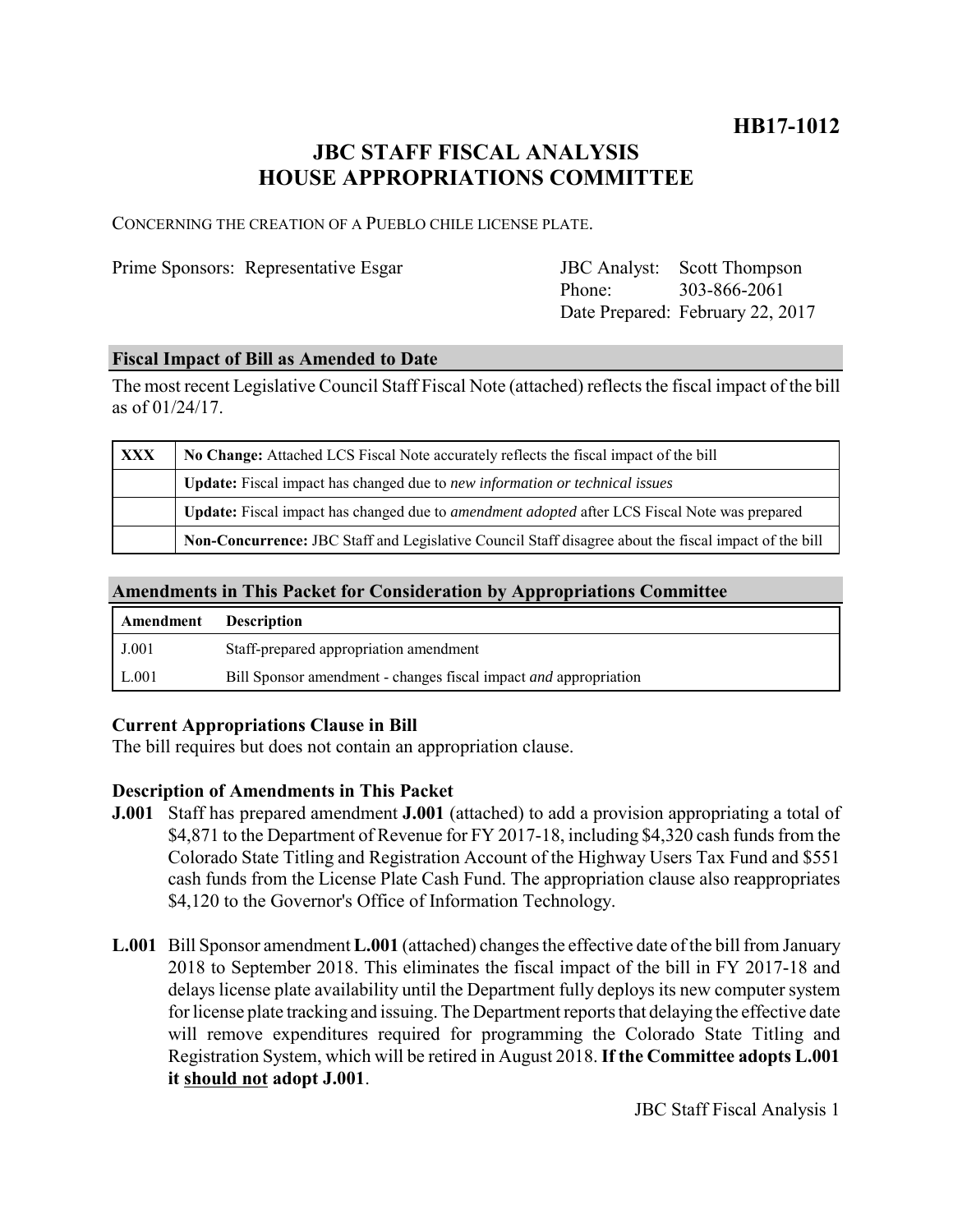# HB17-1012

## JBC STAFF FISCAL ANALYSIS
## HOUSE APPROPRIATIONS COMMITTEE

CONCERNING THE CREATION OF A PUEBLO CHILE LICENSE PLATE.

Prime Sponsors: Representative Esgar

JBC Analyst: Scott Thompson
Phone: 303-866-2061
Date Prepared: February 22, 2017

### Fiscal Impact of Bill as Amended to Date

The most recent Legislative Council Staff Fiscal Note (attached) reflects the fiscal impact of the bill as of 01/24/17.

| | |
|---|---|
| XXX | **No Change:** Attached LCS Fiscal Note accurately reflects the fiscal impact of the bill |
| | **Update:** Fiscal impact has changed due to *new information or technical issues* |
| | **Update:** Fiscal impact has changed due to *amendment adopted* after LCS Fiscal Note was prepared |
| | **Non-Concurrence:** JBC Staff and Legislative Council Staff disagree about the fiscal impact of the bill |

### Amendments in This Packet for Consideration by Appropriations Committee

| Amendment | Description |
|---|---|
| J.001 | Staff-prepared appropriation amendment |
| L.001 | Bill Sponsor amendment - changes fiscal impact *and* appropriation |

### Current Appropriations Clause in Bill

The bill requires but does not contain an appropriation clause.

### Description of Amendments in This Packet

**J.001** Staff has prepared amendment **J.001** (attached) to add a provision appropriating a total of $4,871 to the Department of Revenue for FY 2017-18, including $4,320 cash funds from the Colorado State Titling and Registration Account of the Highway Users Tax Fund and $551 cash funds from the License Plate Cash Fund. The appropriation clause also reappropriates $4,120 to the Governor's Office of Information Technology.

**L.001** Bill Sponsor amendment **L.001** (attached) changes the effective date of the bill from January 2018 to September 2018. This eliminates the fiscal impact of the bill in FY 2017-18 and delays license plate availability until the Department fully deploys its new computer system for license plate tracking and issuing. The Department reports that delaying the effective date will remove expenditures required for programming the Colorado State Titling and Registration System, which will be retired in August 2018. **If the Committee adopts L.001 it should not adopt J.001**.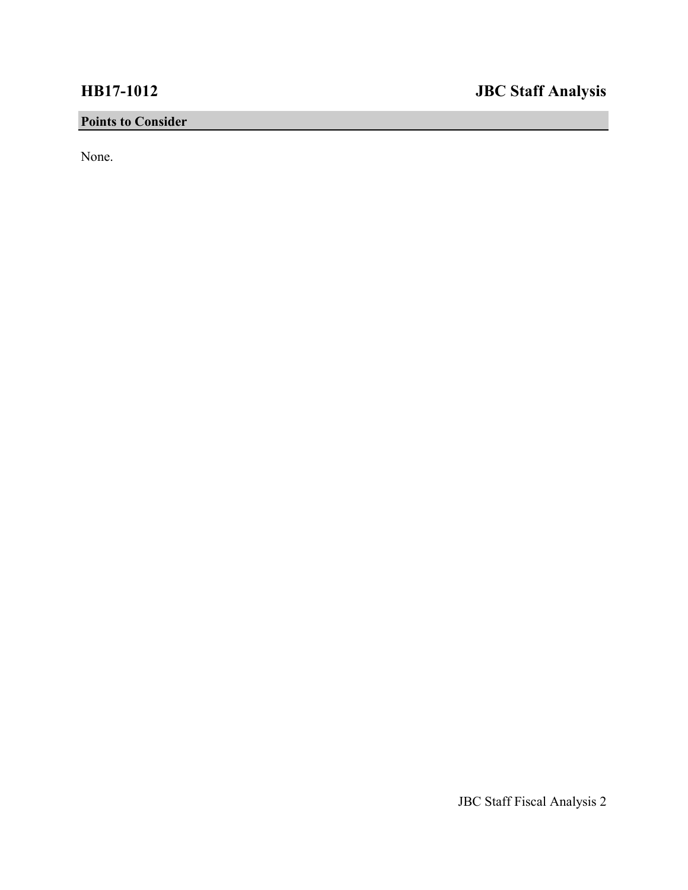## Points to Consider

None.